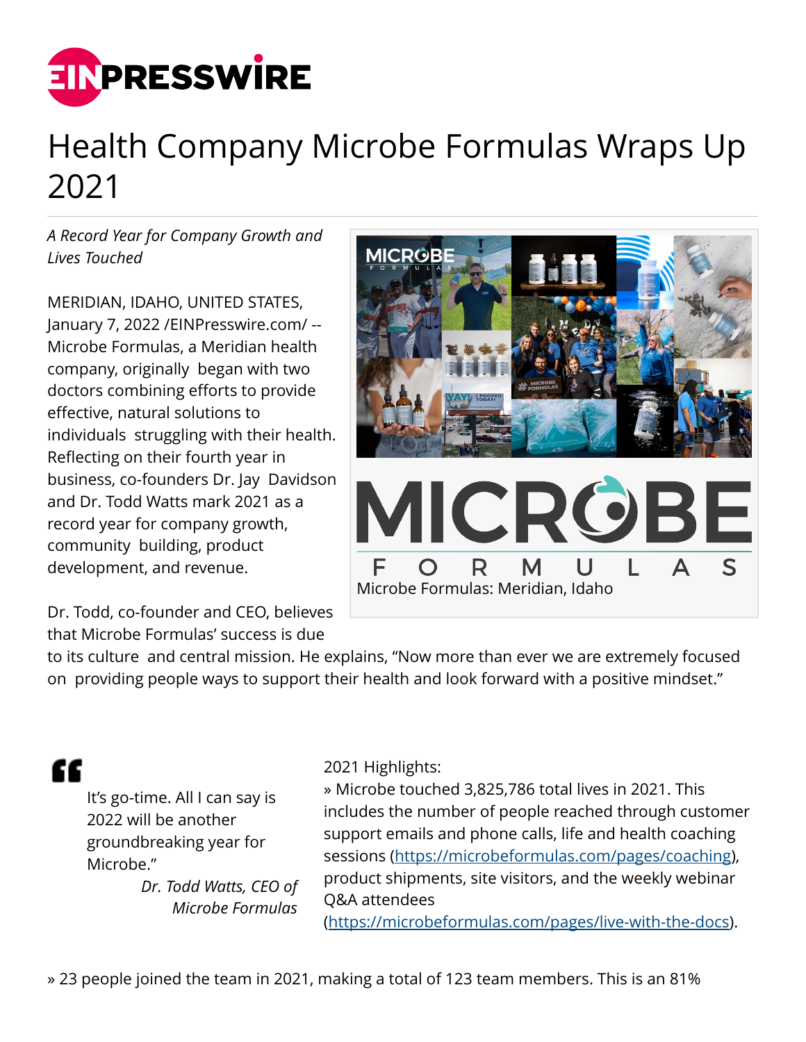# Health Company Microbe Formulas Wraps Up 2021

*A Record Year for Company Growth and Lives Touched*

MERIDIAN, IDAHO, UNITED STATES, January 7, 2022 /EINPresswire.com/ -- Microbe Formulas, a Meridian health company, originally began with two doctors combining efforts to provide effective, natural solutions to individuals struggling with their health. Reflecting on their fourth year in business, co-founders Dr. Jay Davidson and Dr. Todd Watts mark 2021 as a record year for company growth, community building, product development, and revenue.

Microbe Formulas: Meridian, Idaho

Dr. Todd, co-founder and CEO, believes that Microbe Formulas' success is due to its culture and central mission. He explains, "Now more than ever we are extremely focused on providing people ways to support their health and look forward with a positive mindset."

> It's go-time. All I can say is 2022 will be another groundbreaking year for Microbe."
>
> *Dr. Todd Watts, CEO of Microbe Formulas*

2021 Highlights:

» Microbe touched 3,825,786 total lives in 2021. This includes the number of people reached through customer support emails and phone calls, life and health coaching sessions (https://microbeformulas.com/pages/coaching), product shipments, site visitors, and the weekly webinar Q&A attendees (https://microbeformulas.com/pages/live-with-the-docs).

» 23 people joined the team in 2021, making a total of 123 team members. This is an 81%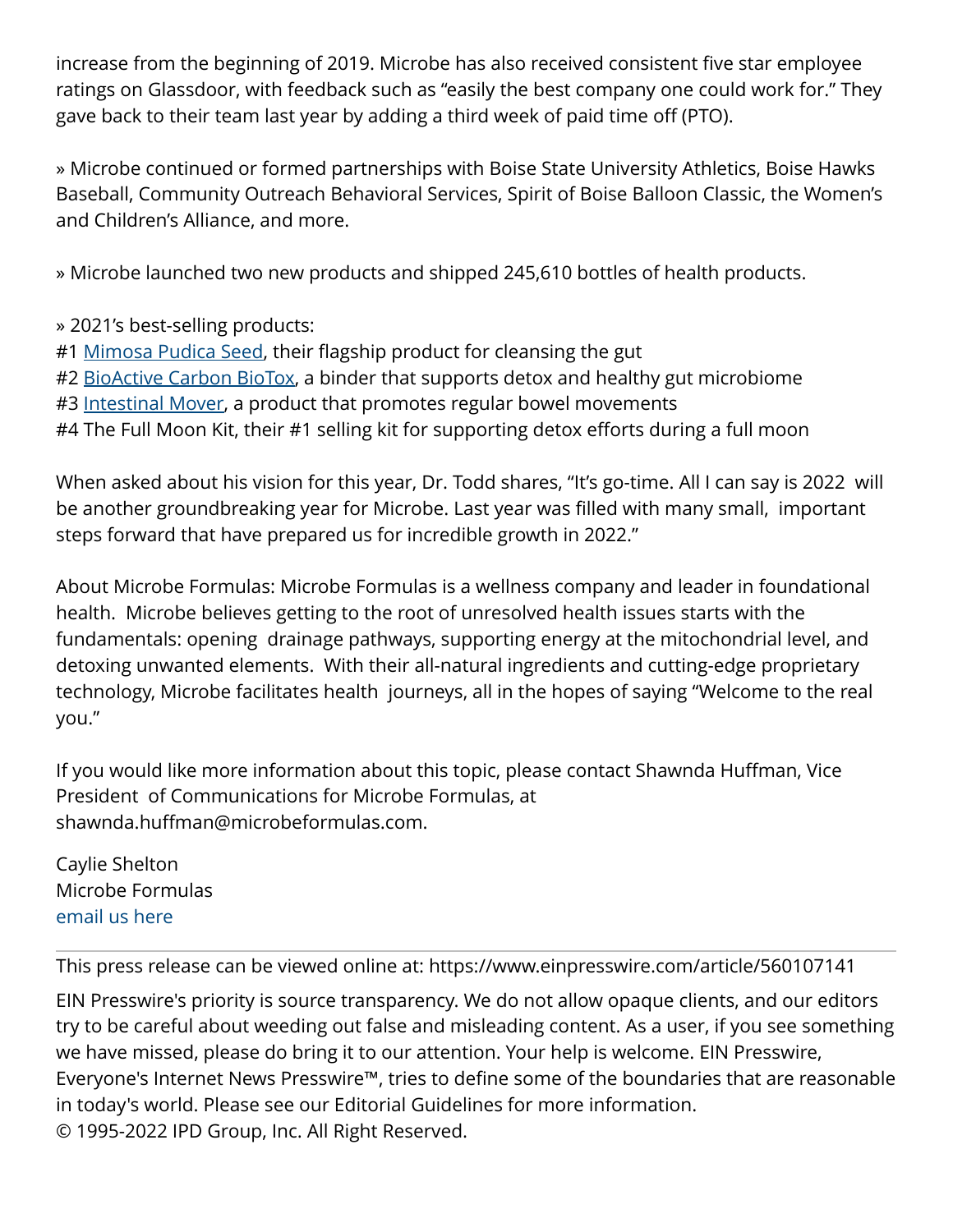increase from the beginning of 2019. Microbe has also received consistent five star employee ratings on Glassdoor, with feedback such as “easily the best company one could work for.” They gave back to their team last year by adding a third week of paid time off (PTO).

» Microbe continued or formed partnerships with Boise State University Athletics, Boise Hawks Baseball, Community Outreach Behavioral Services, Spirit of Boise Balloon Classic, the Women’s and Children’s Alliance, and more.

» Microbe launched two new products and shipped 245,610 bottles of health products.

» 2021’s best-selling products:
#1 Mimosa Pudica Seed, their flagship product for cleansing the gut
#2 BioActive Carbon BioTox, a binder that supports detox and healthy gut microbiome
#3 Intestinal Mover, a product that promotes regular bowel movements
#4 The Full Moon Kit, their #1 selling kit for supporting detox efforts during a full moon

When asked about his vision for this year, Dr. Todd shares, “It’s go-time. All I can say is 2022 will be another groundbreaking year for Microbe. Last year was filled with many small, important steps forward that have prepared us for incredible growth in 2022.”

About Microbe Formulas: Microbe Formulas is a wellness company and leader in foundational health. Microbe believes getting to the root of unresolved health issues starts with the fundamentals: opening drainage pathways, supporting energy at the mitochondrial level, and detoxing unwanted elements. With their all-natural ingredients and cutting-edge proprietary technology, Microbe facilitates health journeys, all in the hopes of saying “Welcome to the real you.”

If you would like more information about this topic, please contact Shawnda Huffman, Vice President of Communications for Microbe Formulas, at shawnda.huffman@microbeformulas.com.

Caylie Shelton
Microbe Formulas
email us here

---

This press release can be viewed online at: https://www.einpresswire.com/article/560107141

EIN Presswire's priority is source transparency. We do not allow opaque clients, and our editors try to be careful about weeding out false and misleading content. As a user, if you see something we have missed, please do bring it to our attention. Your help is welcome. EIN Presswire, Everyone's Internet News Presswire™, tries to define some of the boundaries that are reasonable in today's world. Please see our Editorial Guidelines for more information.
© 1995-2022 IPD Group, Inc. All Right Reserved.